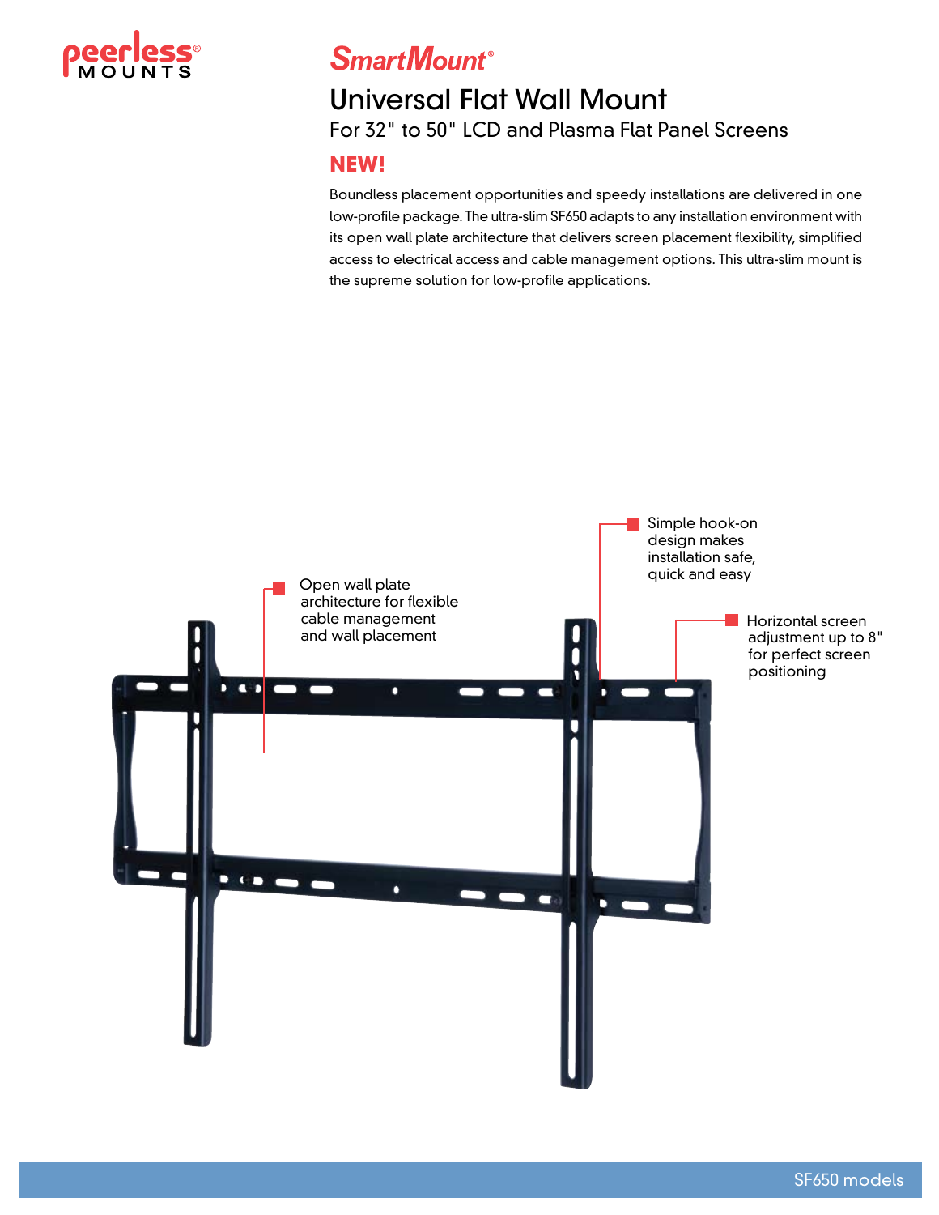peerless® MOUNTS

# SmartMount®

## Universal Flat Wall Mount

### For 32" to 50" LCD and Plasma Flat Panel Screens

**NEW!**

Boundless placement opportunities and speedy installations are delivered in one low-profile package. The ultra-slim SF650 adapts to any installation environment with its open wall plate architecture that delivers screen placement flexibility, simplified access to electrical access and cable management options. This ultra-slim mount is the supreme solution for low-profile applications.

- Open wall plate architecture for flexible cable management and wall placement
- Simple hook-on design makes installation safe, quick and easy
- Horizontal screen adjustment up to 8" for perfect screen positioning

SF650 models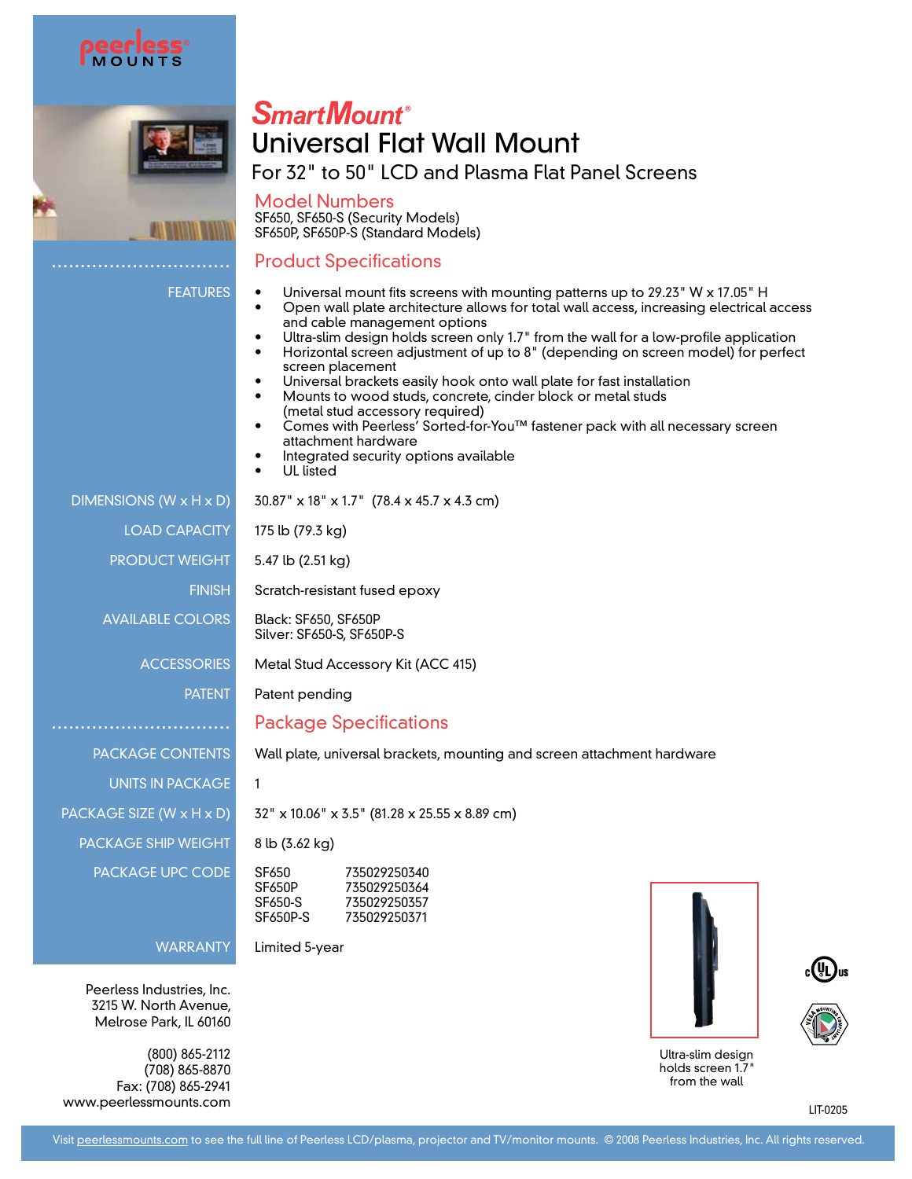peerless® MOUNTS

# SmartMount®

## Universal Flat Wall Mount

For 32" to 50" LCD and Plasma Flat Panel Screens

### Model Numbers

SF650, SF650-S (Security Models)
SF650P, SF650P-S (Standard Models)

### Product Specifications

**FEATURES**

- Universal mount fits screens with mounting patterns up to 29.23" W x 17.05" H
- Open wall plate architecture allows for total wall access, increasing electrical access and cable management options
- Ultra-slim design holds screen only 1.7" from the wall for a low-profile application
- Horizontal screen adjustment of up to 8" (depending on screen model) for perfect screen placement
- Universal brackets easily hook onto wall plate for fast installation
- Mounts to wood studs, concrete, cinder block or metal studs (metal stud accessory required)
- Comes with Peerless' Sorted-for-You™ fastener pack with all necessary screen attachment hardware
- Integrated security options available
- UL listed

| | |
|---|---|
| DIMENSIONS (W x H x D) | 30.87" x 18" x 1.7" (78.4 x 45.7 x 4.3 cm) |
| LOAD CAPACITY | 175 lb (79.3 kg) |
| PRODUCT WEIGHT | 5.47 lb (2.51 kg) |
| FINISH | Scratch-resistant fused epoxy |
| AVAILABLE COLORS | Black: SF650, SF650P<br>Silver: SF650-S, SF650P-S |
| ACCESSORIES | Metal Stud Accessory Kit (ACC 415) |
| PATENT | Patent pending |

### Package Specifications

| | |
|---|---|
| PACKAGE CONTENTS | Wall plate, universal brackets, mounting and screen attachment hardware |
| UNITS IN PACKAGE | 1 |
| PACKAGE SIZE (W x H x D) | 32" x 10.06" x 3.5" (81.28 x 25.55 x 8.89 cm) |
| PACKAGE SHIP WEIGHT | 8 lb (3.62 kg) |
| PACKAGE UPC CODE | SF650 735029250340<br>SF650P 735029250364<br>SF650-S 735029250357<br>SF650P-S 735029250371 |
| WARRANTY | Limited 5-year |

Ultra-slim design holds screen 1.7" from the wall

Peerless Industries, Inc.
3215 W. North Avenue,
Melrose Park, IL 60160

(800) 865-2112
(708) 865-8870
Fax: (708) 865-2941
www.peerlessmounts.com

LIT-0205

Visit peerlessmounts.com to see the full line of Peerless LCD/plasma, projector and TV/monitor mounts. © 2008 Peerless Industries, Inc. All rights reserved.